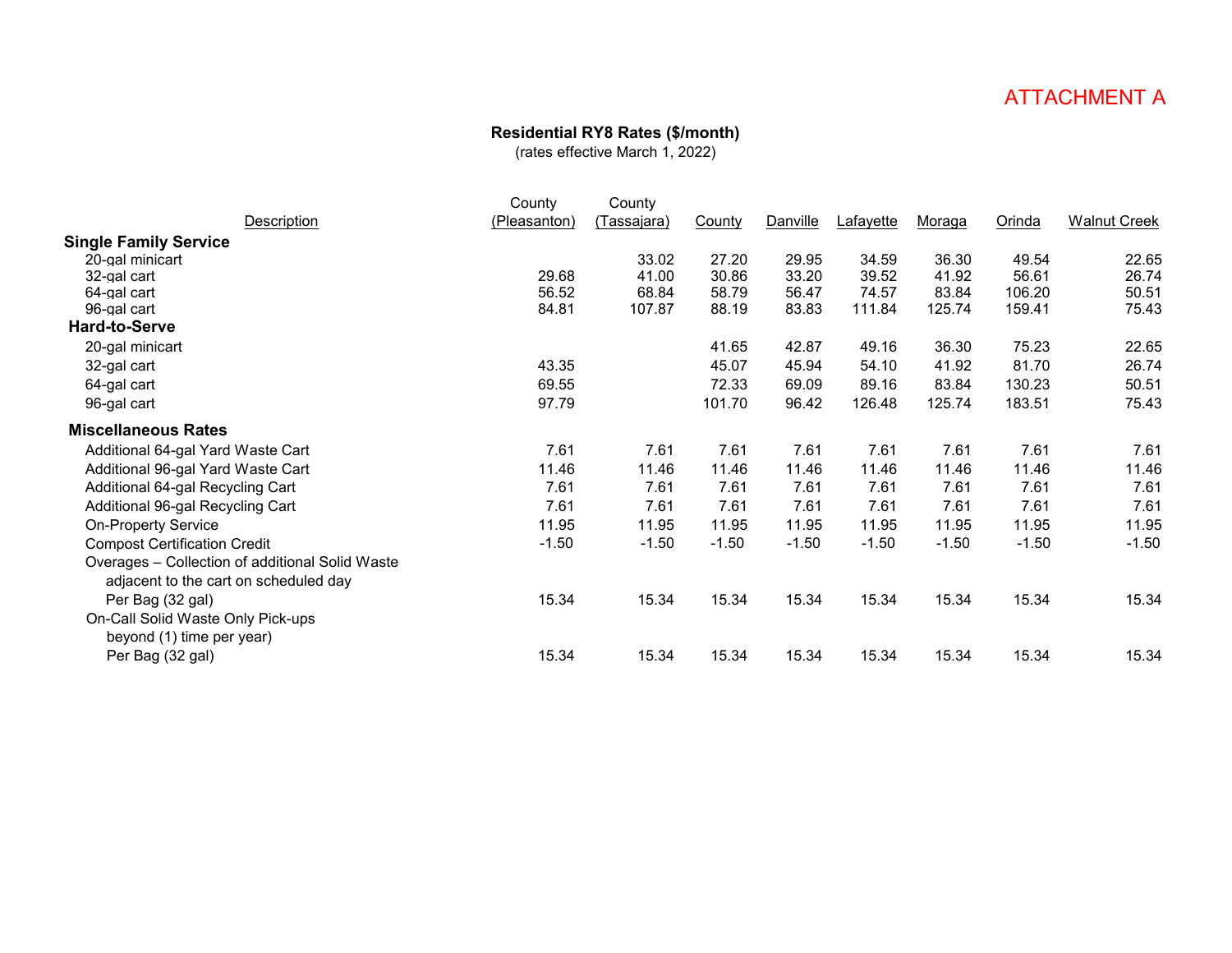ATTACHMENT A

**Residential RY8 Rates ($/month)**
(rates effective March 1, 2022)

| Description | County (Pleasanton) | County (Tassajara) | County | Danville | Lafayette | Moraga | Orinda | Walnut Creek |
|---|---|---|---|---|---|---|---|---|
| **Single Family Service** | | | | | | | | |
| 20-gal minicart | | 33.02 | 27.20 | 29.95 | 34.59 | 36.30 | 49.54 | 22.65 |
| 32-gal cart | 29.68 | 41.00 | 30.86 | 33.20 | 39.52 | 41.92 | 56.61 | 26.74 |
| 64-gal cart | 56.52 | 68.84 | 58.79 | 56.47 | 74.57 | 83.84 | 106.20 | 50.51 |
| 96-gal cart | 84.81 | 107.87 | 88.19 | 83.83 | 111.84 | 125.74 | 159.41 | 75.43 |
| **Hard-to-Serve** | | | | | | | | |
| 20-gal minicart | | | 41.65 | 42.87 | 49.16 | 36.30 | 75.23 | 22.65 |
| 32-gal cart | 43.35 | | 45.07 | 45.94 | 54.10 | 41.92 | 81.70 | 26.74 |
| 64-gal cart | 69.55 | | 72.33 | 69.09 | 89.16 | 83.84 | 130.23 | 50.51 |
| 96-gal cart | 97.79 | | 101.70 | 96.42 | 126.48 | 125.74 | 183.51 | 75.43 |
| **Miscellaneous Rates** | | | | | | | | |
| Additional 64-gal Yard Waste Cart | 7.61 | 7.61 | 7.61 | 7.61 | 7.61 | 7.61 | 7.61 | 7.61 |
| Additional 96-gal Yard Waste Cart | 11.46 | 11.46 | 11.46 | 11.46 | 11.46 | 11.46 | 11.46 | 11.46 |
| Additional 64-gal Recycling Cart | 7.61 | 7.61 | 7.61 | 7.61 | 7.61 | 7.61 | 7.61 | 7.61 |
| Additional 96-gal Recycling Cart | 7.61 | 7.61 | 7.61 | 7.61 | 7.61 | 7.61 | 7.61 | 7.61 |
| On-Property Service | 11.95 | 11.95 | 11.95 | 11.95 | 11.95 | 11.95 | 11.95 | 11.95 |
| Compost Certification Credit | -1.50 | -1.50 | -1.50 | -1.50 | -1.50 | -1.50 | -1.50 | -1.50 |
| Overages – Collection of additional Solid Waste adjacent to the cart on scheduled day Per Bag (32 gal) | 15.34 | 15.34 | 15.34 | 15.34 | 15.34 | 15.34 | 15.34 | 15.34 |
| On-Call Solid Waste Only Pick-ups beyond (1) time per year Per Bag (32 gal) | 15.34 | 15.34 | 15.34 | 15.34 | 15.34 | 15.34 | 15.34 | 15.34 |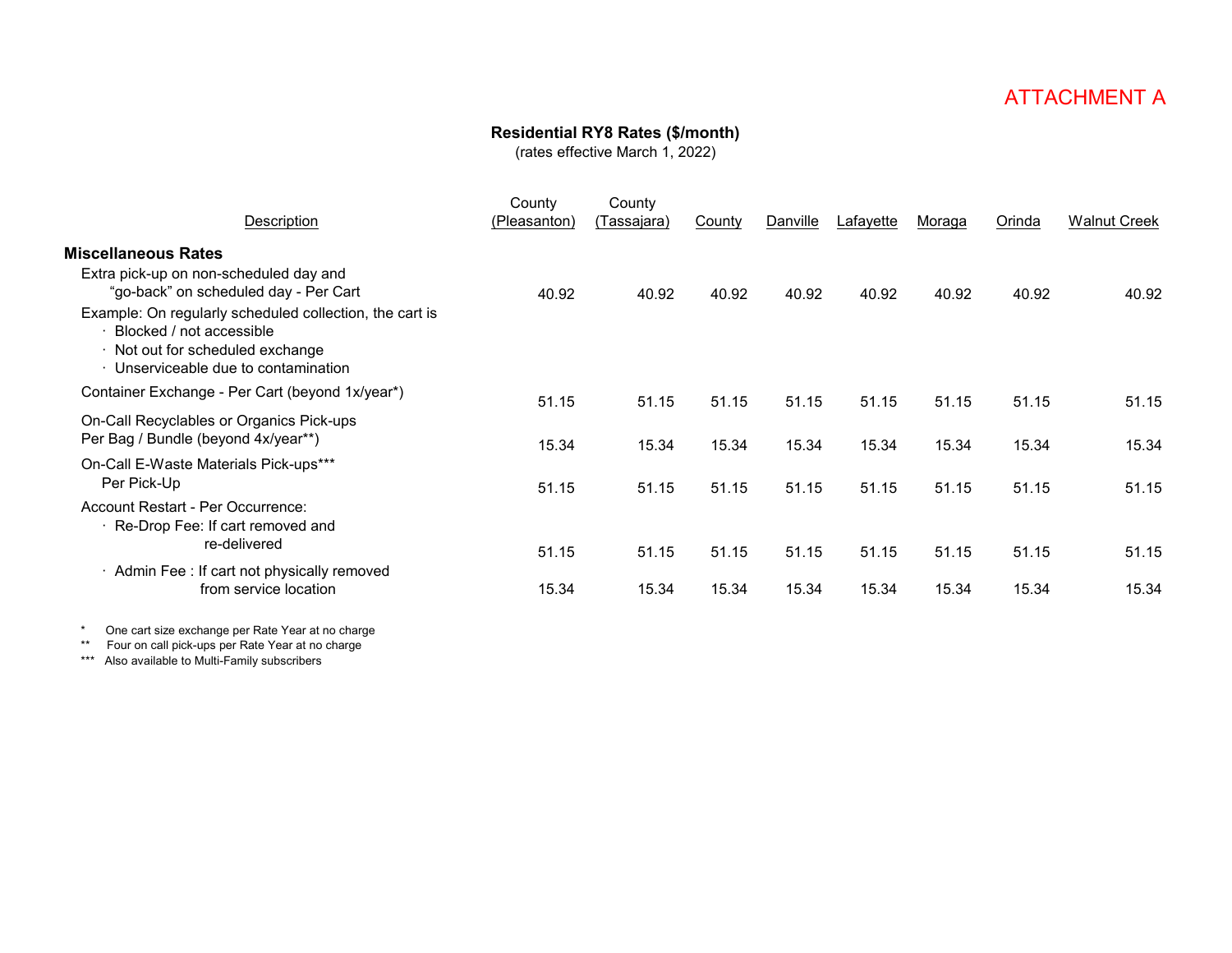ATTACHMENT A

**Residential RY8 Rates ($/month)**
(rates effective March 1, 2022)

| Description | County (Pleasanton) | County (Tassajara) | County | Danville | Lafayette | Moraga | Orinda | Walnut Creek |
|---|---|---|---|---|---|---|---|---|
| **Miscellaneous Rates** | | | | | | | | |
| Extra pick-up on non-scheduled day and "go-back" on scheduled day - Per Cart | 40.92 | 40.92 | 40.92 | 40.92 | 40.92 | 40.92 | 40.92 | 40.92 |
| Example: On regularly scheduled collection, the cart is<br>· Blocked / not accessible<br>· Not out for scheduled exchange<br>· Unserviceable due to contamination | | | | | | | | |
| Container Exchange - Per Cart (beyond 1x/year*) | 51.15 | 51.15 | 51.15 | 51.15 | 51.15 | 51.15 | 51.15 | 51.15 |
| On-Call Recyclables or Organics Pick-ups Per Bag / Bundle (beyond 4x/year**) | 15.34 | 15.34 | 15.34 | 15.34 | 15.34 | 15.34 | 15.34 | 15.34 |
| On-Call E-Waste Materials Pick-ups*** Per Pick-Up | 51.15 | 51.15 | 51.15 | 51.15 | 51.15 | 51.15 | 51.15 | 51.15 |
| Account Restart - Per Occurrence: | | | | | | | | |
| · Re-Drop Fee: If cart removed and re-delivered | 51.15 | 51.15 | 51.15 | 51.15 | 51.15 | 51.15 | 51.15 | 51.15 |
| · Admin Fee : If cart not physically removed from service location | 15.34 | 15.34 | 15.34 | 15.34 | 15.34 | 15.34 | 15.34 | 15.34 |

\* One cart size exchange per Rate Year at no charge
** Four on call pick-ups per Rate Year at no charge
*** Also available to Multi-Family subscribers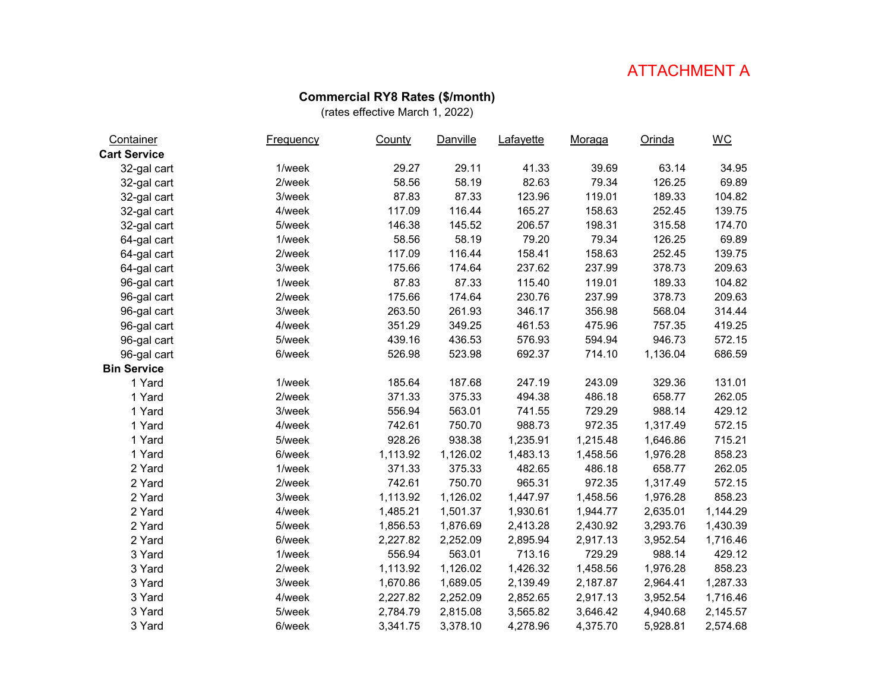ATTACHMENT A

## Commercial RY8 Rates ($/month)

(rates effective March 1, 2022)

| Container | Frequency | County | Danville | Lafayette | Moraga | Orinda | WC |
|---|---|---|---|---|---|---|---|
| **Cart Service** | | | | | | | |
| 32-gal cart | 1/week | 29.27 | 29.11 | 41.33 | 39.69 | 63.14 | 34.95 |
| 32-gal cart | 2/week | 58.56 | 58.19 | 82.63 | 79.34 | 126.25 | 69.89 |
| 32-gal cart | 3/week | 87.83 | 87.33 | 123.96 | 119.01 | 189.33 | 104.82 |
| 32-gal cart | 4/week | 117.09 | 116.44 | 165.27 | 158.63 | 252.45 | 139.75 |
| 32-gal cart | 5/week | 146.38 | 145.52 | 206.57 | 198.31 | 315.58 | 174.70 |
| 64-gal cart | 1/week | 58.56 | 58.19 | 79.20 | 79.34 | 126.25 | 69.89 |
| 64-gal cart | 2/week | 117.09 | 116.44 | 158.41 | 158.63 | 252.45 | 139.75 |
| 64-gal cart | 3/week | 175.66 | 174.64 | 237.62 | 237.99 | 378.73 | 209.63 |
| 96-gal cart | 1/week | 87.83 | 87.33 | 115.40 | 119.01 | 189.33 | 104.82 |
| 96-gal cart | 2/week | 175.66 | 174.64 | 230.76 | 237.99 | 378.73 | 209.63 |
| 96-gal cart | 3/week | 263.50 | 261.93 | 346.17 | 356.98 | 568.04 | 314.44 |
| 96-gal cart | 4/week | 351.29 | 349.25 | 461.53 | 475.96 | 757.35 | 419.25 |
| 96-gal cart | 5/week | 439.16 | 436.53 | 576.93 | 594.94 | 946.73 | 572.15 |
| 96-gal cart | 6/week | 526.98 | 523.98 | 692.37 | 714.10 | 1,136.04 | 686.59 |
| **Bin Service** | | | | | | | |
| 1 Yard | 1/week | 185.64 | 187.68 | 247.19 | 243.09 | 329.36 | 131.01 |
| 1 Yard | 2/week | 371.33 | 375.33 | 494.38 | 486.18 | 658.77 | 262.05 |
| 1 Yard | 3/week | 556.94 | 563.01 | 741.55 | 729.29 | 988.14 | 429.12 |
| 1 Yard | 4/week | 742.61 | 750.70 | 988.73 | 972.35 | 1,317.49 | 572.15 |
| 1 Yard | 5/week | 928.26 | 938.38 | 1,235.91 | 1,215.48 | 1,646.86 | 715.21 |
| 1 Yard | 6/week | 1,113.92 | 1,126.02 | 1,483.13 | 1,458.56 | 1,976.28 | 858.23 |
| 2 Yard | 1/week | 371.33 | 375.33 | 482.65 | 486.18 | 658.77 | 262.05 |
| 2 Yard | 2/week | 742.61 | 750.70 | 965.31 | 972.35 | 1,317.49 | 572.15 |
| 2 Yard | 3/week | 1,113.92 | 1,126.02 | 1,447.97 | 1,458.56 | 1,976.28 | 858.23 |
| 2 Yard | 4/week | 1,485.21 | 1,501.37 | 1,930.61 | 1,944.77 | 2,635.01 | 1,144.29 |
| 2 Yard | 5/week | 1,856.53 | 1,876.69 | 2,413.28 | 2,430.92 | 3,293.76 | 1,430.39 |
| 2 Yard | 6/week | 2,227.82 | 2,252.09 | 2,895.94 | 2,917.13 | 3,952.54 | 1,716.46 |
| 3 Yard | 1/week | 556.94 | 563.01 | 713.16 | 729.29 | 988.14 | 429.12 |
| 3 Yard | 2/week | 1,113.92 | 1,126.02 | 1,426.32 | 1,458.56 | 1,976.28 | 858.23 |
| 3 Yard | 3/week | 1,670.86 | 1,689.05 | 2,139.49 | 2,187.87 | 2,964.41 | 1,287.33 |
| 3 Yard | 4/week | 2,227.82 | 2,252.09 | 2,852.65 | 2,917.13 | 3,952.54 | 1,716.46 |
| 3 Yard | 5/week | 2,784.79 | 2,815.08 | 3,565.82 | 3,646.42 | 4,940.68 | 2,145.57 |
| 3 Yard | 6/week | 3,341.75 | 3,378.10 | 4,278.96 | 4,375.70 | 5,928.81 | 2,574.68 |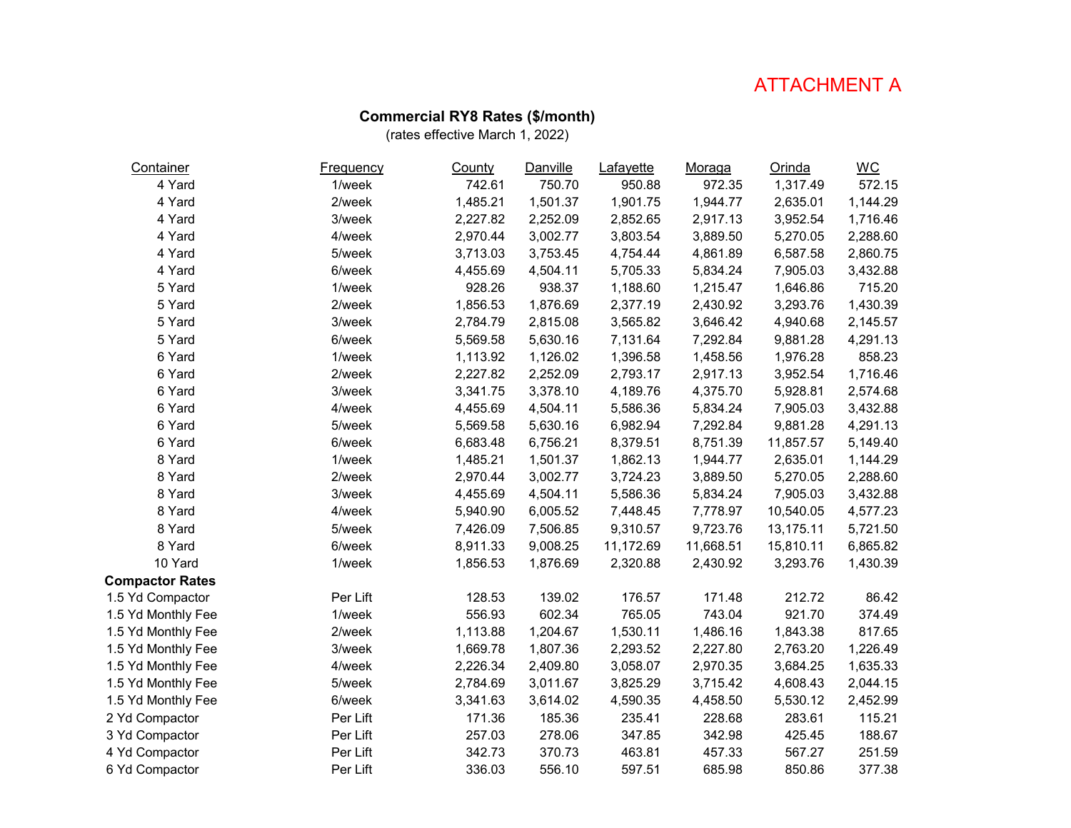ATTACHMENT A

**Commercial RY8 Rates ($/month)**

(rates effective March 1, 2022)

| Container | Frequency | County | Danville | Lafayette | Moraga | Orinda | WC |
|---|---|---|---|---|---|---|---|
| 4 Yard | 1/week | 742.61 | 750.70 | 950.88 | 972.35 | 1,317.49 | 572.15 |
| 4 Yard | 2/week | 1,485.21 | 1,501.37 | 1,901.75 | 1,944.77 | 2,635.01 | 1,144.29 |
| 4 Yard | 3/week | 2,227.82 | 2,252.09 | 2,852.65 | 2,917.13 | 3,952.54 | 1,716.46 |
| 4 Yard | 4/week | 2,970.44 | 3,002.77 | 3,803.54 | 3,889.50 | 5,270.05 | 2,288.60 |
| 4 Yard | 5/week | 3,713.03 | 3,753.45 | 4,754.44 | 4,861.89 | 6,587.58 | 2,860.75 |
| 4 Yard | 6/week | 4,455.69 | 4,504.11 | 5,705.33 | 5,834.24 | 7,905.03 | 3,432.88 |
| 5 Yard | 1/week | 928.26 | 938.37 | 1,188.60 | 1,215.47 | 1,646.86 | 715.20 |
| 5 Yard | 2/week | 1,856.53 | 1,876.69 | 2,377.19 | 2,430.92 | 3,293.76 | 1,430.39 |
| 5 Yard | 3/week | 2,784.79 | 2,815.08 | 3,565.82 | 3,646.42 | 4,940.68 | 2,145.57 |
| 5 Yard | 6/week | 5,569.58 | 5,630.16 | 7,131.64 | 7,292.84 | 9,881.28 | 4,291.13 |
| 6 Yard | 1/week | 1,113.92 | 1,126.02 | 1,396.58 | 1,458.56 | 1,976.28 | 858.23 |
| 6 Yard | 2/week | 2,227.82 | 2,252.09 | 2,793.17 | 2,917.13 | 3,952.54 | 1,716.46 |
| 6 Yard | 3/week | 3,341.75 | 3,378.10 | 4,189.76 | 4,375.70 | 5,928.81 | 2,574.68 |
| 6 Yard | 4/week | 4,455.69 | 4,504.11 | 5,586.36 | 5,834.24 | 7,905.03 | 3,432.88 |
| 6 Yard | 5/week | 5,569.58 | 5,630.16 | 6,982.94 | 7,292.84 | 9,881.28 | 4,291.13 |
| 6 Yard | 6/week | 6,683.48 | 6,756.21 | 8,379.51 | 8,751.39 | 11,857.57 | 5,149.40 |
| 8 Yard | 1/week | 1,485.21 | 1,501.37 | 1,862.13 | 1,944.77 | 2,635.01 | 1,144.29 |
| 8 Yard | 2/week | 2,970.44 | 3,002.77 | 3,724.23 | 3,889.50 | 5,270.05 | 2,288.60 |
| 8 Yard | 3/week | 4,455.69 | 4,504.11 | 5,586.36 | 5,834.24 | 7,905.03 | 3,432.88 |
| 8 Yard | 4/week | 5,940.90 | 6,005.52 | 7,448.45 | 7,778.97 | 10,540.05 | 4,577.23 |
| 8 Yard | 5/week | 7,426.09 | 7,506.85 | 9,310.57 | 9,723.76 | 13,175.11 | 5,721.50 |
| 8 Yard | 6/week | 8,911.33 | 9,008.25 | 11,172.69 | 11,668.51 | 15,810.11 | 6,865.82 |
| 10 Yard | 1/week | 1,856.53 | 1,876.69 | 2,320.88 | 2,430.92 | 3,293.76 | 1,430.39 |
| **Compactor Rates** | | | | | | | |
| 1.5 Yd Compactor | Per Lift | 128.53 | 139.02 | 176.57 | 171.48 | 212.72 | 86.42 |
| 1.5 Yd Monthly Fee | 1/week | 556.93 | 602.34 | 765.05 | 743.04 | 921.70 | 374.49 |
| 1.5 Yd Monthly Fee | 2/week | 1,113.88 | 1,204.67 | 1,530.11 | 1,486.16 | 1,843.38 | 817.65 |
| 1.5 Yd Monthly Fee | 3/week | 1,669.78 | 1,807.36 | 2,293.52 | 2,227.80 | 2,763.20 | 1,226.49 |
| 1.5 Yd Monthly Fee | 4/week | 2,226.34 | 2,409.80 | 3,058.07 | 2,970.35 | 3,684.25 | 1,635.33 |
| 1.5 Yd Monthly Fee | 5/week | 2,784.69 | 3,011.67 | 3,825.29 | 3,715.42 | 4,608.43 | 2,044.15 |
| 1.5 Yd Monthly Fee | 6/week | 3,341.63 | 3,614.02 | 4,590.35 | 4,458.50 | 5,530.12 | 2,452.99 |
| 2 Yd Compactor | Per Lift | 171.36 | 185.36 | 235.41 | 228.68 | 283.61 | 115.21 |
| 3 Yd Compactor | Per Lift | 257.03 | 278.06 | 347.85 | 342.98 | 425.45 | 188.67 |
| 4 Yd Compactor | Per Lift | 342.73 | 370.73 | 463.81 | 457.33 | 567.27 | 251.59 |
| 6 Yd Compactor | Per Lift | 336.03 | 556.10 | 597.51 | 685.98 | 850.86 | 377.38 |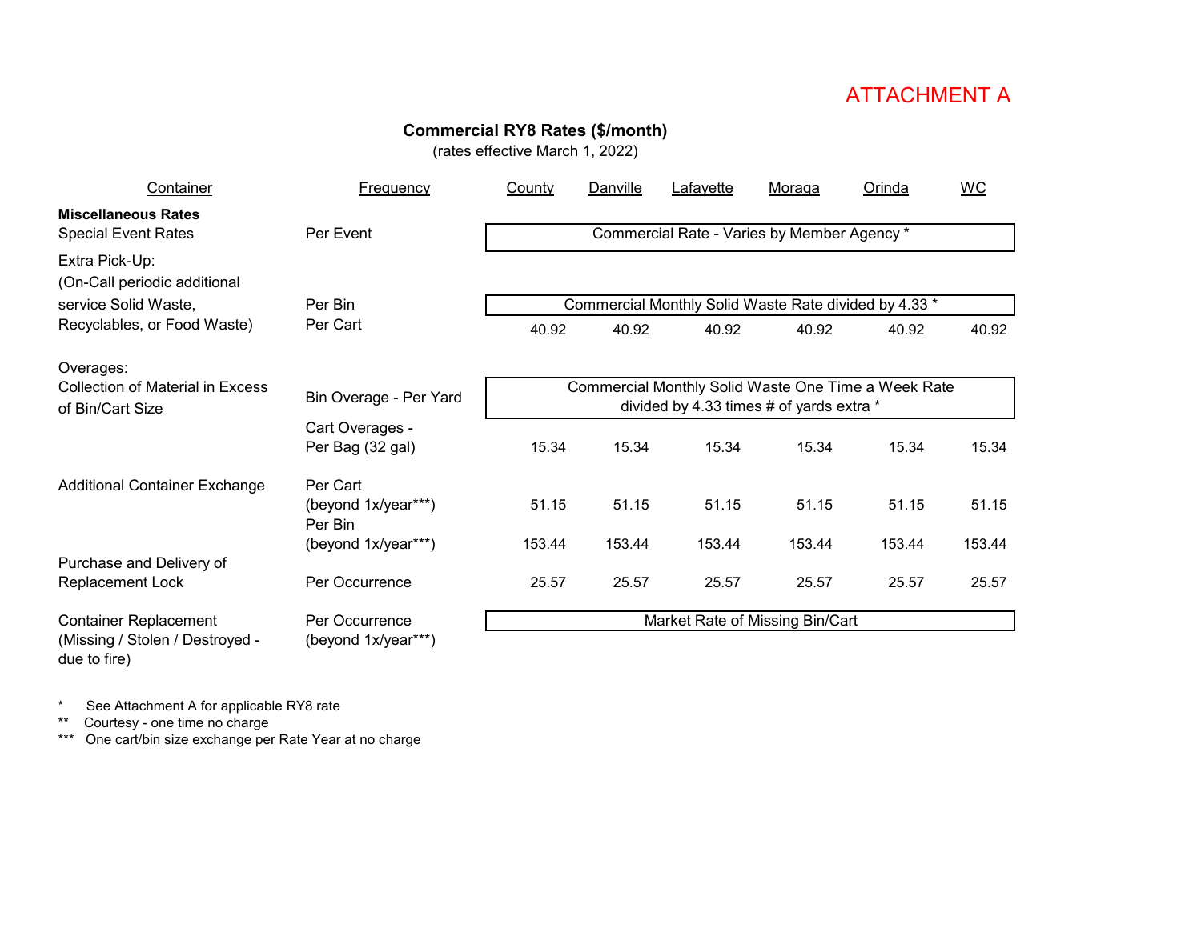ATTACHMENT A

**Commercial RY8 Rates ($/month)**

(rates effective March 1, 2022)

| Container | Frequency | County | Danville | Lafayette | Moraga | Orinda | WC |
|---|---|---|---|---|---|---|---|
| **Miscellaneous Rates** | | | | | | | |
| Special Event Rates | Per Event | Commercial Rate - Varies by Member Agency * | | | | | |
| Extra Pick-Up: (On-Call periodic additional service Solid Waste, Recyclables, or Food Waste) | Per Bin | Commercial Monthly Solid Waste Rate divided by 4.33 * | | | | | |
| | Per Cart | 40.92 | 40.92 | 40.92 | 40.92 | 40.92 | 40.92 |
| Overages: Collection of Material in Excess of Bin/Cart Size | Bin Overage - Per Yard | Commercial Monthly Solid Waste One Time a Week Rate divided by 4.33 times # of yards extra * | | | | | |
| | Cart Overages - Per Bag (32 gal) | 15.34 | 15.34 | 15.34 | 15.34 | 15.34 | 15.34 |
| Additional Container Exchange | Per Cart (beyond 1x/year***) | 51.15 | 51.15 | 51.15 | 51.15 | 51.15 | 51.15 |
| | Per Bin (beyond 1x/year***) | 153.44 | 153.44 | 153.44 | 153.44 | 153.44 | 153.44 |
| Purchase and Delivery of Replacement Lock | Per Occurrence | 25.57 | 25.57 | 25.57 | 25.57 | 25.57 | 25.57 |
| Container Replacement (Missing / Stolen / Destroyed - due to fire) | Per Occurrence (beyond 1x/year***) | Market Rate of Missing Bin/Cart | | | | | |

\* See Attachment A for applicable RY8 rate

\** Courtesy - one time no charge

\*** One cart/bin size exchange per Rate Year at no charge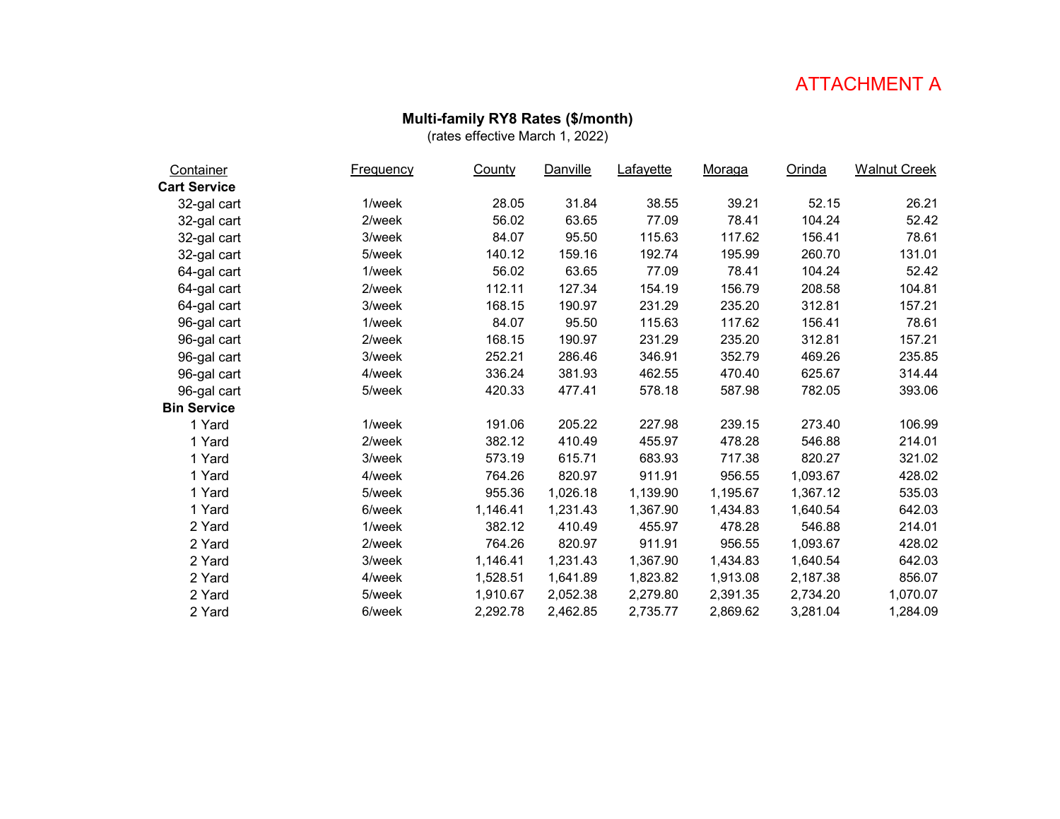ATTACHMENT A

## Multi-family RY8 Rates ($/month)

(rates effective March 1, 2022)

| Container | Frequency | County | Danville | Lafayette | Moraga | Orinda | Walnut Creek |
|---|---|---|---|---|---|---|---|
| **Cart Service** | | | | | | | |
| 32-gal cart | 1/week | 28.05 | 31.84 | 38.55 | 39.21 | 52.15 | 26.21 |
| 32-gal cart | 2/week | 56.02 | 63.65 | 77.09 | 78.41 | 104.24 | 52.42 |
| 32-gal cart | 3/week | 84.07 | 95.50 | 115.63 | 117.62 | 156.41 | 78.61 |
| 32-gal cart | 5/week | 140.12 | 159.16 | 192.74 | 195.99 | 260.70 | 131.01 |
| 64-gal cart | 1/week | 56.02 | 63.65 | 77.09 | 78.41 | 104.24 | 52.42 |
| 64-gal cart | 2/week | 112.11 | 127.34 | 154.19 | 156.79 | 208.58 | 104.81 |
| 64-gal cart | 3/week | 168.15 | 190.97 | 231.29 | 235.20 | 312.81 | 157.21 |
| 96-gal cart | 1/week | 84.07 | 95.50 | 115.63 | 117.62 | 156.41 | 78.61 |
| 96-gal cart | 2/week | 168.15 | 190.97 | 231.29 | 235.20 | 312.81 | 157.21 |
| 96-gal cart | 3/week | 252.21 | 286.46 | 346.91 | 352.79 | 469.26 | 235.85 |
| 96-gal cart | 4/week | 336.24 | 381.93 | 462.55 | 470.40 | 625.67 | 314.44 |
| 96-gal cart | 5/week | 420.33 | 477.41 | 578.18 | 587.98 | 782.05 | 393.06 |
| **Bin Service** | | | | | | | |
| 1 Yard | 1/week | 191.06 | 205.22 | 227.98 | 239.15 | 273.40 | 106.99 |
| 1 Yard | 2/week | 382.12 | 410.49 | 455.97 | 478.28 | 546.88 | 214.01 |
| 1 Yard | 3/week | 573.19 | 615.71 | 683.93 | 717.38 | 820.27 | 321.02 |
| 1 Yard | 4/week | 764.26 | 820.97 | 911.91 | 956.55 | 1,093.67 | 428.02 |
| 1 Yard | 5/week | 955.36 | 1,026.18 | 1,139.90 | 1,195.67 | 1,367.12 | 535.03 |
| 1 Yard | 6/week | 1,146.41 | 1,231.43 | 1,367.90 | 1,434.83 | 1,640.54 | 642.03 |
| 2 Yard | 1/week | 382.12 | 410.49 | 455.97 | 478.28 | 546.88 | 214.01 |
| 2 Yard | 2/week | 764.26 | 820.97 | 911.91 | 956.55 | 1,093.67 | 428.02 |
| 2 Yard | 3/week | 1,146.41 | 1,231.43 | 1,367.90 | 1,434.83 | 1,640.54 | 642.03 |
| 2 Yard | 4/week | 1,528.51 | 1,641.89 | 1,823.82 | 1,913.08 | 2,187.38 | 856.07 |
| 2 Yard | 5/week | 1,910.67 | 2,052.38 | 2,279.80 | 2,391.35 | 2,734.20 | 1,070.07 |
| 2 Yard | 6/week | 2,292.78 | 2,462.85 | 2,735.77 | 2,869.62 | 3,281.04 | 1,284.09 |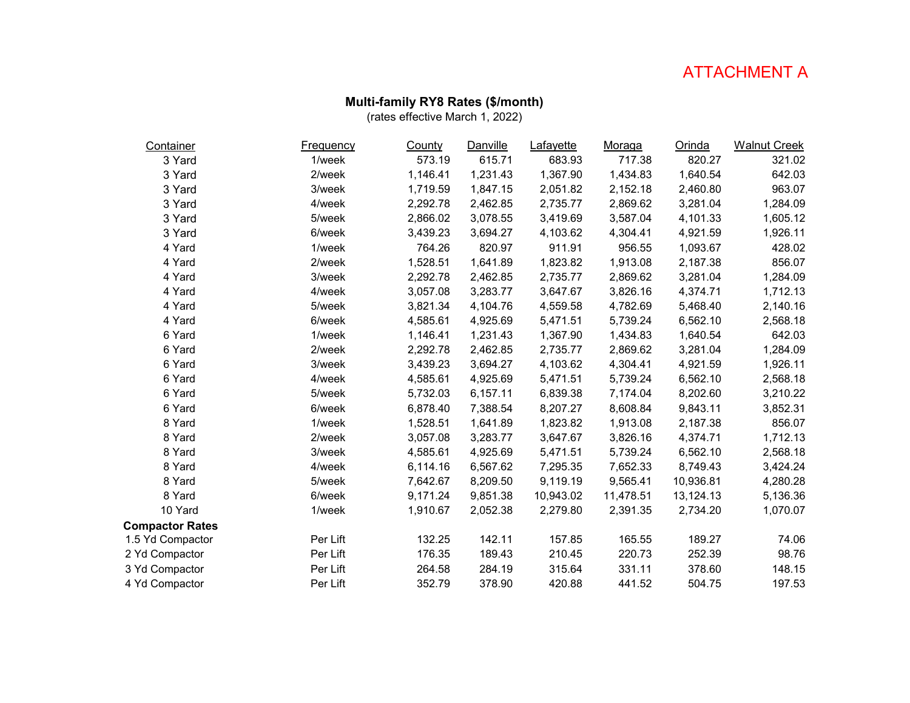ATTACHMENT A

## Multi-family RY8 Rates ($/month)

(rates effective March 1, 2022)

| Container | Frequency | County | Danville | Lafayette | Moraga | Orinda | Walnut Creek |
|---|---|---|---|---|---|---|---|
| 3 Yard | 1/week | 573.19 | 615.71 | 683.93 | 717.38 | 820.27 | 321.02 |
| 3 Yard | 2/week | 1,146.41 | 1,231.43 | 1,367.90 | 1,434.83 | 1,640.54 | 642.03 |
| 3 Yard | 3/week | 1,719.59 | 1,847.15 | 2,051.82 | 2,152.18 | 2,460.80 | 963.07 |
| 3 Yard | 4/week | 2,292.78 | 2,462.85 | 2,735.77 | 2,869.62 | 3,281.04 | 1,284.09 |
| 3 Yard | 5/week | 2,866.02 | 3,078.55 | 3,419.69 | 3,587.04 | 4,101.33 | 1,605.12 |
| 3 Yard | 6/week | 3,439.23 | 3,694.27 | 4,103.62 | 4,304.41 | 4,921.59 | 1,926.11 |
| 4 Yard | 1/week | 764.26 | 820.97 | 911.91 | 956.55 | 1,093.67 | 428.02 |
| 4 Yard | 2/week | 1,528.51 | 1,641.89 | 1,823.82 | 1,913.08 | 2,187.38 | 856.07 |
| 4 Yard | 3/week | 2,292.78 | 2,462.85 | 2,735.77 | 2,869.62 | 3,281.04 | 1,284.09 |
| 4 Yard | 4/week | 3,057.08 | 3,283.77 | 3,647.67 | 3,826.16 | 4,374.71 | 1,712.13 |
| 4 Yard | 5/week | 3,821.34 | 4,104.76 | 4,559.58 | 4,782.69 | 5,468.40 | 2,140.16 |
| 4 Yard | 6/week | 4,585.61 | 4,925.69 | 5,471.51 | 5,739.24 | 6,562.10 | 2,568.18 |
| 6 Yard | 1/week | 1,146.41 | 1,231.43 | 1,367.90 | 1,434.83 | 1,640.54 | 642.03 |
| 6 Yard | 2/week | 2,292.78 | 2,462.85 | 2,735.77 | 2,869.62 | 3,281.04 | 1,284.09 |
| 6 Yard | 3/week | 3,439.23 | 3,694.27 | 4,103.62 | 4,304.41 | 4,921.59 | 1,926.11 |
| 6 Yard | 4/week | 4,585.61 | 4,925.69 | 5,471.51 | 5,739.24 | 6,562.10 | 2,568.18 |
| 6 Yard | 5/week | 5,732.03 | 6,157.11 | 6,839.38 | 7,174.04 | 8,202.60 | 3,210.22 |
| 6 Yard | 6/week | 6,878.40 | 7,388.54 | 8,207.27 | 8,608.84 | 9,843.11 | 3,852.31 |
| 8 Yard | 1/week | 1,528.51 | 1,641.89 | 1,823.82 | 1,913.08 | 2,187.38 | 856.07 |
| 8 Yard | 2/week | 3,057.08 | 3,283.77 | 3,647.67 | 3,826.16 | 4,374.71 | 1,712.13 |
| 8 Yard | 3/week | 4,585.61 | 4,925.69 | 5,471.51 | 5,739.24 | 6,562.10 | 2,568.18 |
| 8 Yard | 4/week | 6,114.16 | 6,567.62 | 7,295.35 | 7,652.33 | 8,749.43 | 3,424.24 |
| 8 Yard | 5/week | 7,642.67 | 8,209.50 | 9,119.19 | 9,565.41 | 10,936.81 | 4,280.28 |
| 8 Yard | 6/week | 9,171.24 | 9,851.38 | 10,943.02 | 11,478.51 | 13,124.13 | 5,136.36 |
| 10 Yard | 1/week | 1,910.67 | 2,052.38 | 2,279.80 | 2,391.35 | 2,734.20 | 1,070.07 |
| **Compactor Rates** | | | | | | | |
| 1.5 Yd Compactor | Per Lift | 132.25 | 142.11 | 157.85 | 165.55 | 189.27 | 74.06 |
| 2 Yd Compactor | Per Lift | 176.35 | 189.43 | 210.45 | 220.73 | 252.39 | 98.76 |
| 3 Yd Compactor | Per Lift | 264.58 | 284.19 | 315.64 | 331.11 | 378.60 | 148.15 |
| 4 Yd Compactor | Per Lift | 352.79 | 378.90 | 420.88 | 441.52 | 504.75 | 197.53 |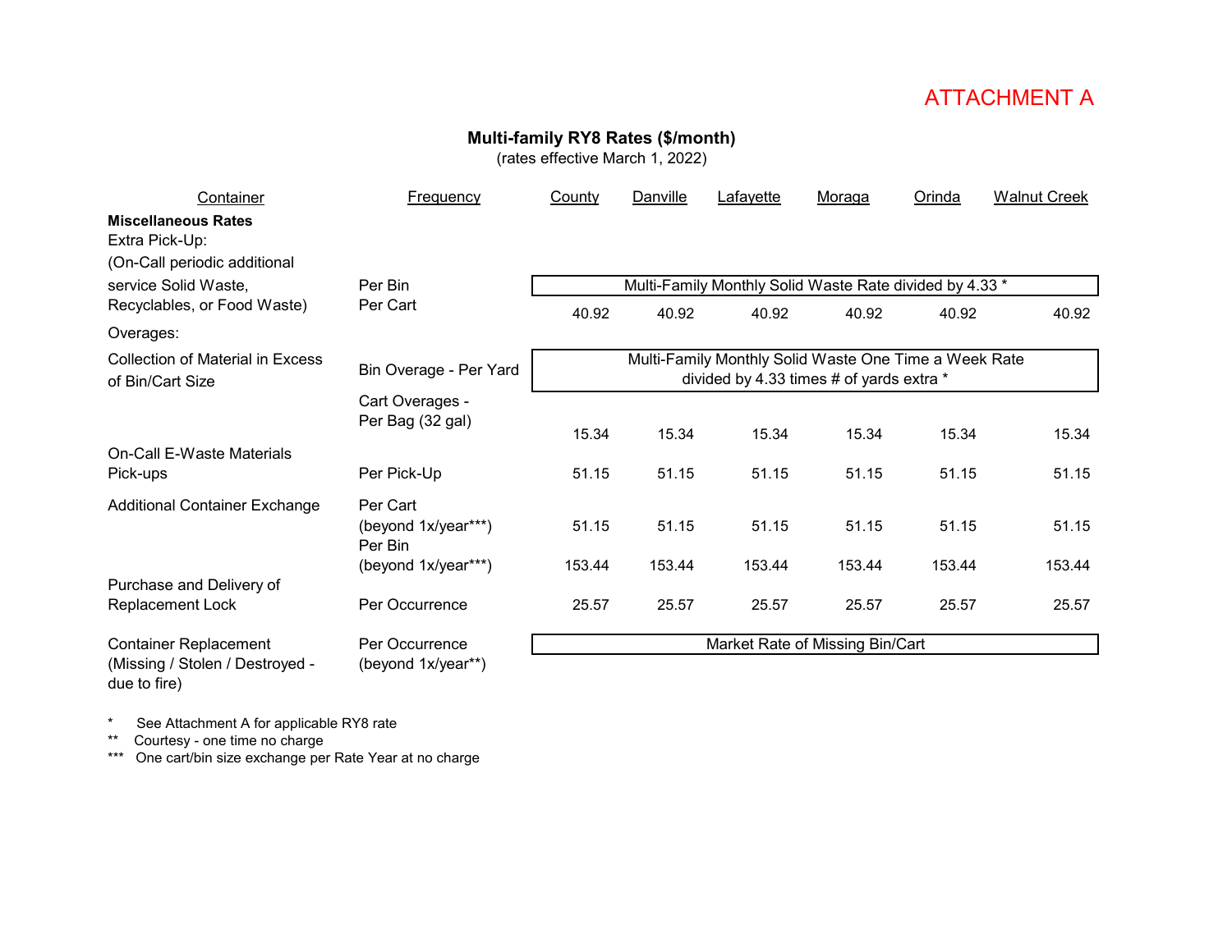ATTACHMENT A

## Multi-family RY8 Rates ($/month)

(rates effective March 1, 2022)

| Container | Frequency | County | Danville | Lafayette | Moraga | Orinda | Walnut Creek |
|---|---|---|---|---|---|---|---|
| **Miscellaneous Rates** | | | | | | | |
| Extra Pick-Up: (On-Call periodic additional service Solid Waste, Recyclables, or Food Waste) | Per Bin | Multi-Family Monthly Solid Waste Rate divided by 4.33 * | | | | | |
| | Per Cart | 40.92 | 40.92 | 40.92 | 40.92 | 40.92 | 40.92 |
| Overages: | | | | | | | |
| Collection of Material in Excess of Bin/Cart Size | Bin Overage - Per Yard | Multi-Family Monthly Solid Waste One Time a Week Rate divided by 4.33 times # of yards extra * | | | | | |
| | Cart Overages - Per Bag (32 gal) | 15.34 | 15.34 | 15.34 | 15.34 | 15.34 | 15.34 |
| On-Call E-Waste Materials Pick-ups | Per Pick-Up | 51.15 | 51.15 | 51.15 | 51.15 | 51.15 | 51.15 |
| Additional Container Exchange | Per Cart (beyond 1x/year***) | 51.15 | 51.15 | 51.15 | 51.15 | 51.15 | 51.15 |
| | Per Bin (beyond 1x/year***) | 153.44 | 153.44 | 153.44 | 153.44 | 153.44 | 153.44 |
| Purchase and Delivery of Replacement Lock | Per Occurrence | 25.57 | 25.57 | 25.57 | 25.57 | 25.57 | 25.57 |
| Container Replacement (Missing / Stolen / Destroyed - due to fire) | Per Occurrence (beyond 1x/year**) | Market Rate of Missing Bin/Cart | | | | | |

\* See Attachment A for applicable RY8 rate

\*\* Courtesy - one time no charge

\*\*\* One cart/bin size exchange per Rate Year at no charge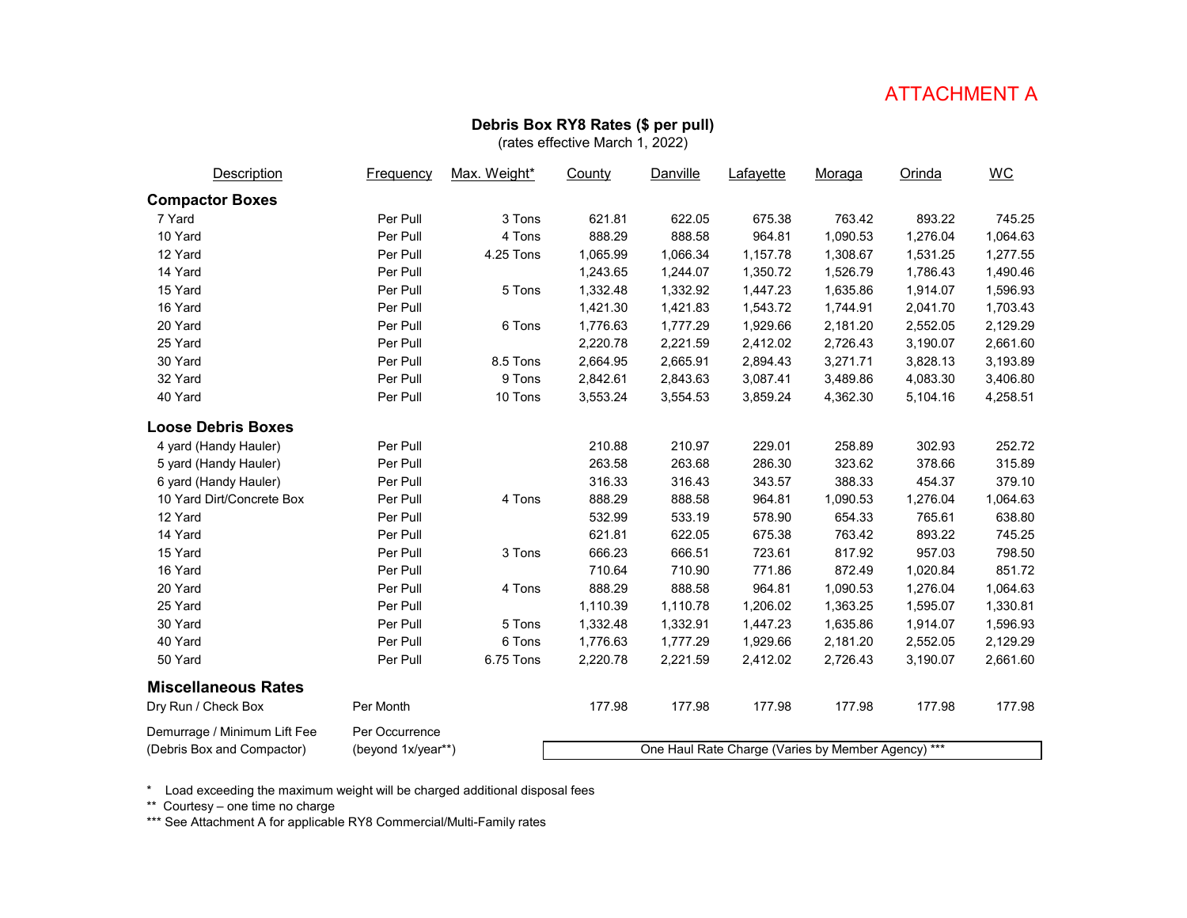ATTACHMENT A

**Debris Box RY8 Rates ($ per pull)**
(rates effective March 1, 2022)

| Description | Frequency | Max. Weight* | County | Danville | Lafayette | Moraga | Orinda | WC |
|---|---|---|---|---|---|---|---|---|
| **Compactor Boxes** | | | | | | | | |
| 7 Yard | Per Pull | 3 Tons | 621.81 | 622.05 | 675.38 | 763.42 | 893.22 | 745.25 |
| 10 Yard | Per Pull | 4 Tons | 888.29 | 888.58 | 964.81 | 1,090.53 | 1,276.04 | 1,064.63 |
| 12 Yard | Per Pull | 4.25 Tons | 1,065.99 | 1,066.34 | 1,157.78 | 1,308.67 | 1,531.25 | 1,277.55 |
| 14 Yard | Per Pull | | 1,243.65 | 1,244.07 | 1,350.72 | 1,526.79 | 1,786.43 | 1,490.46 |
| 15 Yard | Per Pull | 5 Tons | 1,332.48 | 1,332.92 | 1,447.23 | 1,635.86 | 1,914.07 | 1,596.93 |
| 16 Yard | Per Pull | | 1,421.30 | 1,421.83 | 1,543.72 | 1,744.91 | 2,041.70 | 1,703.43 |
| 20 Yard | Per Pull | 6 Tons | 1,776.63 | 1,777.29 | 1,929.66 | 2,181.20 | 2,552.05 | 2,129.29 |
| 25 Yard | Per Pull | | 2,220.78 | 2,221.59 | 2,412.02 | 2,726.43 | 3,190.07 | 2,661.60 |
| 30 Yard | Per Pull | 8.5 Tons | 2,664.95 | 2,665.91 | 2,894.43 | 3,271.71 | 3,828.13 | 3,193.89 |
| 32 Yard | Per Pull | 9 Tons | 2,842.61 | 2,843.63 | 3,087.41 | 3,489.86 | 4,083.30 | 3,406.80 |
| 40 Yard | Per Pull | 10 Tons | 3,553.24 | 3,554.53 | 3,859.24 | 4,362.30 | 5,104.16 | 4,258.51 |
| **Loose Debris Boxes** | | | | | | | | |
| 4 yard (Handy Hauler) | Per Pull | | 210.88 | 210.97 | 229.01 | 258.89 | 302.93 | 252.72 |
| 5 yard (Handy Hauler) | Per Pull | | 263.58 | 263.68 | 286.30 | 323.62 | 378.66 | 315.89 |
| 6 yard (Handy Hauler) | Per Pull | | 316.33 | 316.43 | 343.57 | 388.33 | 454.37 | 379.10 |
| 10 Yard Dirt/Concrete Box | Per Pull | 4 Tons | 888.29 | 888.58 | 964.81 | 1,090.53 | 1,276.04 | 1,064.63 |
| 12 Yard | Per Pull | | 532.99 | 533.19 | 578.90 | 654.33 | 765.61 | 638.80 |
| 14 Yard | Per Pull | | 621.81 | 622.05 | 675.38 | 763.42 | 893.22 | 745.25 |
| 15 Yard | Per Pull | 3 Tons | 666.23 | 666.51 | 723.61 | 817.92 | 957.03 | 798.50 |
| 16 Yard | Per Pull | | 710.64 | 710.90 | 771.86 | 872.49 | 1,020.84 | 851.72 |
| 20 Yard | Per Pull | 4 Tons | 888.29 | 888.58 | 964.81 | 1,090.53 | 1,276.04 | 1,064.63 |
| 25 Yard | Per Pull | | 1,110.39 | 1,110.78 | 1,206.02 | 1,363.25 | 1,595.07 | 1,330.81 |
| 30 Yard | Per Pull | 5 Tons | 1,332.48 | 1,332.91 | 1,447.23 | 1,635.86 | 1,914.07 | 1,596.93 |
| 40 Yard | Per Pull | 6 Tons | 1,776.63 | 1,777.29 | 1,929.66 | 2,181.20 | 2,552.05 | 2,129.29 |
| 50 Yard | Per Pull | 6.75 Tons | 2,220.78 | 2,221.59 | 2,412.02 | 2,726.43 | 3,190.07 | 2,661.60 |
| **Miscellaneous Rates** | | | | | | | | |
| Dry Run / Check Box | Per Month | | 177.98 | 177.98 | 177.98 | 177.98 | 177.98 | 177.98 |
| Demurrage / Minimum Lift Fee (Debris Box and Compactor) | Per Occurrence (beyond 1x/year**) | | One Haul Rate Charge (Varies by Member Agency) *** | | | | | |

\* Load exceeding the maximum weight will be charged additional disposal fees

** Courtesy – one time no charge

*** See Attachment A for applicable RY8 Commercial/Multi-Family rates